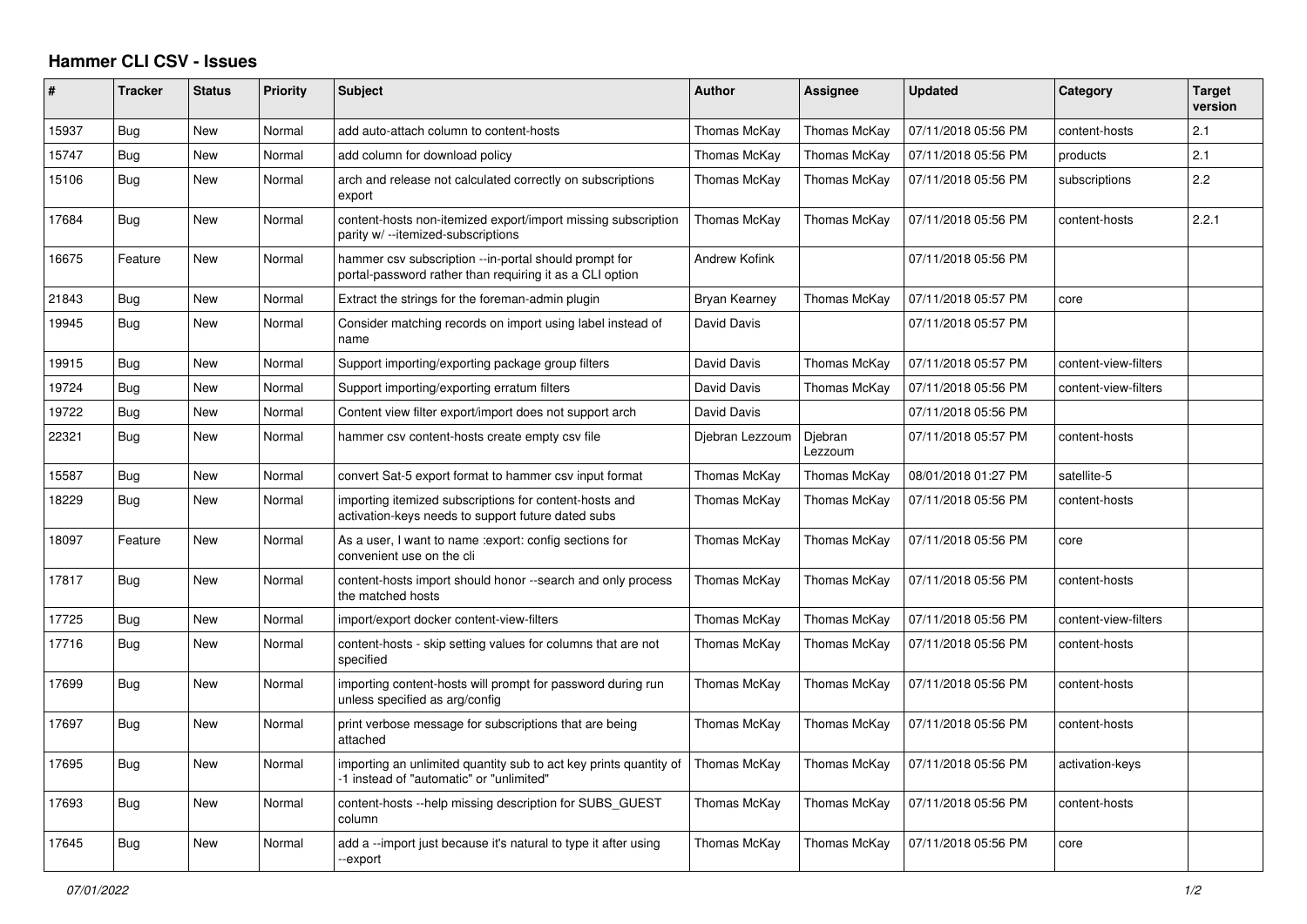# Hammer CLI CSV - Issues

| # | Tracker | Status | Priority | Subject | Author | Assignee | Updated | Category | Target version |
|---|---|---|---|---|---|---|---|---|---|
| 15937 | Bug | New | Normal | add auto-attach column to content-hosts | Thomas McKay | Thomas McKay | 07/11/2018 05:56 PM | content-hosts | 2.1 |
| 15747 | Bug | New | Normal | add column for download policy | Thomas McKay | Thomas McKay | 07/11/2018 05:56 PM | products | 2.1 |
| 15106 | Bug | New | Normal | arch and release not calculated correctly on subscriptions export | Thomas McKay | Thomas McKay | 07/11/2018 05:56 PM | subscriptions | 2.2 |
| 17684 | Bug | New | Normal | content-hosts non-itemized export/import missing subscription parity w/ --itemized-subscriptions | Thomas McKay | Thomas McKay | 07/11/2018 05:56 PM | content-hosts | 2.2.1 |
| 16675 | Feature | New | Normal | hammer csv subscription --in-portal should prompt for portal-password rather than requiring it as a CLI option | Andrew Kofink | | 07/11/2018 05:56 PM | | |
| 21843 | Bug | New | Normal | Extract the strings for the foreman-admin plugin | Bryan Kearney | Thomas McKay | 07/11/2018 05:57 PM | core | |
| 19945 | Bug | New | Normal | Consider matching records on import using label instead of name | David Davis | | 07/11/2018 05:57 PM | | |
| 19915 | Bug | New | Normal | Support importing/exporting package group filters | David Davis | Thomas McKay | 07/11/2018 05:57 PM | content-view-filters | |
| 19724 | Bug | New | Normal | Support importing/exporting erratum filters | David Davis | Thomas McKay | 07/11/2018 05:56 PM | content-view-filters | |
| 19722 | Bug | New | Normal | Content view filter export/import does not support arch | David Davis | | 07/11/2018 05:56 PM | | |
| 22321 | Bug | New | Normal | hammer csv content-hosts create empty csv file | Djebran Lezzoum | Djebran Lezzoum | 07/11/2018 05:57 PM | content-hosts | |
| 15587 | Bug | New | Normal | convert Sat-5 export format to hammer csv input format | Thomas McKay | Thomas McKay | 08/01/2018 01:27 PM | satellite-5 | |
| 18229 | Bug | New | Normal | importing itemized subscriptions for content-hosts and activation-keys needs to support future dated subs | Thomas McKay | Thomas McKay | 07/11/2018 05:56 PM | content-hosts | |
| 18097 | Feature | New | Normal | As a user, I want to name :export: config sections for convenient use on the cli | Thomas McKay | Thomas McKay | 07/11/2018 05:56 PM | core | |
| 17817 | Bug | New | Normal | content-hosts import should honor --search and only process the matched hosts | Thomas McKay | Thomas McKay | 07/11/2018 05:56 PM | content-hosts | |
| 17725 | Bug | New | Normal | import/export docker content-view-filters | Thomas McKay | Thomas McKay | 07/11/2018 05:56 PM | content-view-filters | |
| 17716 | Bug | New | Normal | content-hosts - skip setting values for columns that are not specified | Thomas McKay | Thomas McKay | 07/11/2018 05:56 PM | content-hosts | |
| 17699 | Bug | New | Normal | importing content-hosts will prompt for password during run unless specified as arg/config | Thomas McKay | Thomas McKay | 07/11/2018 05:56 PM | content-hosts | |
| 17697 | Bug | New | Normal | print verbose message for subscriptions that are being attached | Thomas McKay | Thomas McKay | 07/11/2018 05:56 PM | content-hosts | |
| 17695 | Bug | New | Normal | importing an unlimited quantity sub to act key prints quantity of -1 instead of "automatic" or "unlimited" | Thomas McKay | Thomas McKay | 07/11/2018 05:56 PM | activation-keys | |
| 17693 | Bug | New | Normal | content-hosts --help missing description for SUBS_GUEST column | Thomas McKay | Thomas McKay | 07/11/2018 05:56 PM | content-hosts | |
| 17645 | Bug | New | Normal | add a --import just because it's natural to type it after using --export | Thomas McKay | Thomas McKay | 07/11/2018 05:56 PM | core | |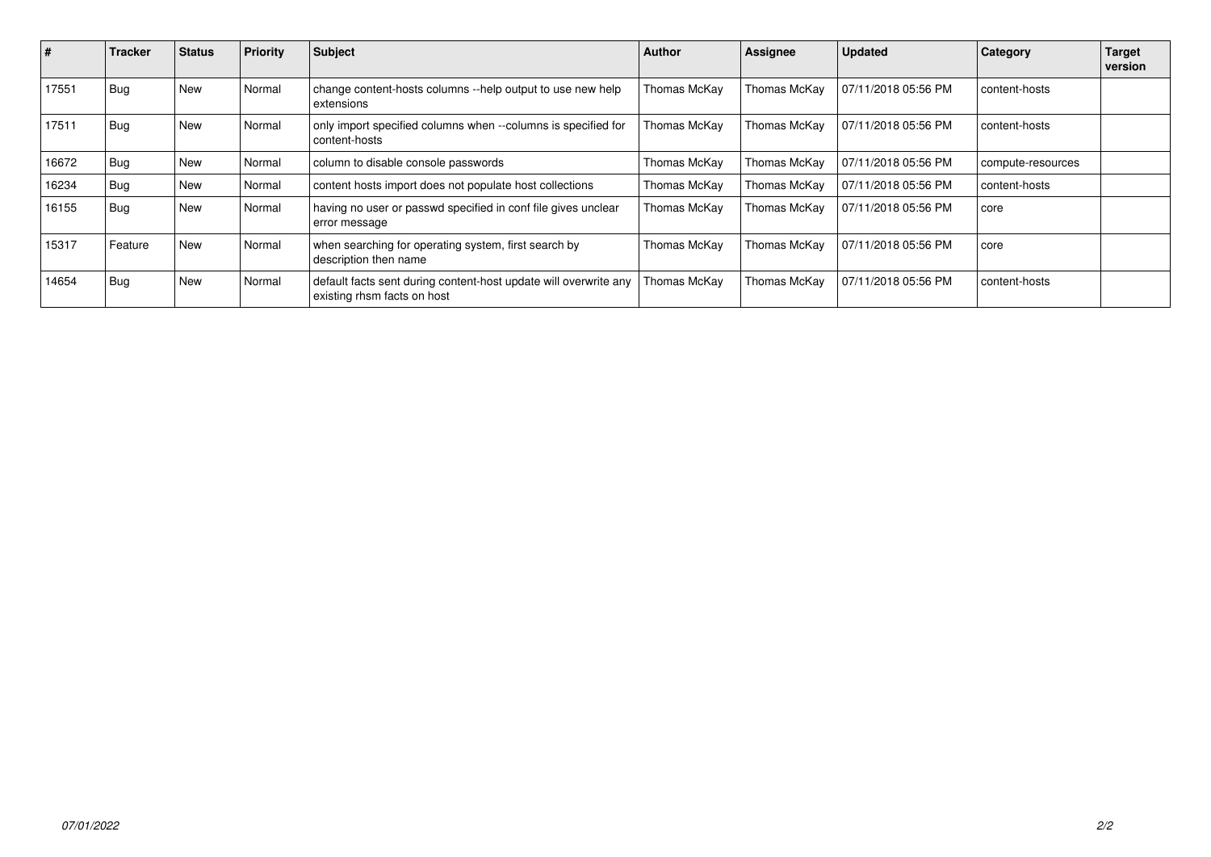| # | Tracker | Status | Priority | Subject | Author | Assignee | Updated | Category | Target version |
|---|---|---|---|---|---|---|---|---|---|
| 17551 | Bug | New | Normal | change content-hosts columns --help output to use new help extensions | Thomas McKay | Thomas McKay | 07/11/2018 05:56 PM | content-hosts | |
| 17511 | Bug | New | Normal | only import specified columns when --columns is specified for content-hosts | Thomas McKay | Thomas McKay | 07/11/2018 05:56 PM | content-hosts | |
| 16672 | Bug | New | Normal | column to disable console passwords | Thomas McKay | Thomas McKay | 07/11/2018 05:56 PM | compute-resources | |
| 16234 | Bug | New | Normal | content hosts import does not populate host collections | Thomas McKay | Thomas McKay | 07/11/2018 05:56 PM | content-hosts | |
| 16155 | Bug | New | Normal | having no user or passwd specified in conf file gives unclear error message | Thomas McKay | Thomas McKay | 07/11/2018 05:56 PM | core | |
| 15317 | Feature | New | Normal | when searching for operating system, first search by description then name | Thomas McKay | Thomas McKay | 07/11/2018 05:56 PM | core | |
| 14654 | Bug | New | Normal | default facts sent during content-host update will overwrite any existing rhsm facts on host | Thomas McKay | Thomas McKay | 07/11/2018 05:56 PM | content-hosts | |